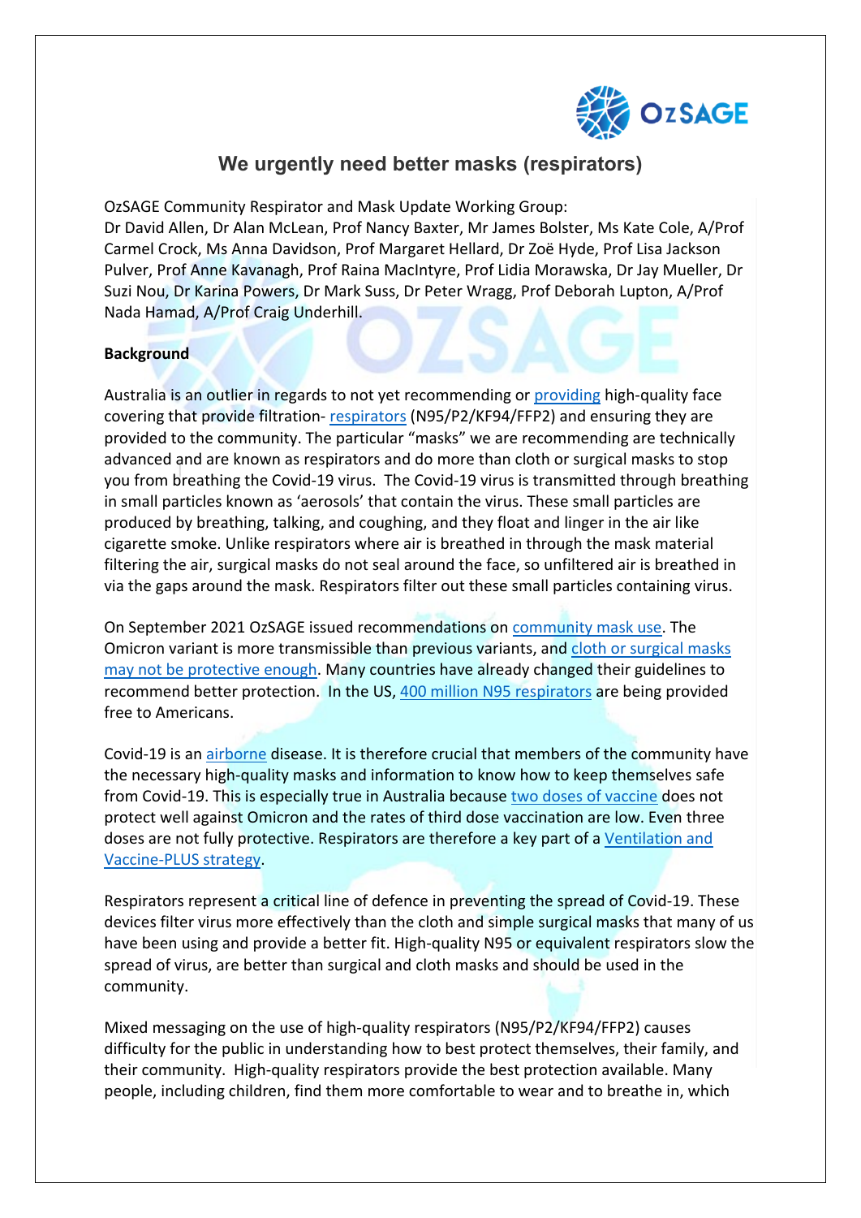# We urgently need better masks (respirators)

OzSAGE Community Respirator and Mask Update Working Group:
Dr David Allen, Dr Alan McLean, Prof Nancy Baxter, Mr James Bolster, Ms Kate Cole, A/Prof Carmel Crock, Ms Anna Davidson, Prof Margaret Hellard, Dr Zoë Hyde, Prof Lisa Jackson Pulver, Prof Anne Kavanagh, Prof Raina MacIntyre, Prof Lidia Morawska, Dr Jay Mueller, Dr Suzi Nou, Dr Karina Powers, Dr Mark Suss, Dr Peter Wragg, Prof Deborah Lupton, A/Prof Nada Hamad, A/Prof Craig Underhill.

**Background**

Australia is an outlier in regards to not yet recommending or providing high-quality face covering that provide filtration- respirators (N95/P2/KF94/FFP2) and ensuring they are provided to the community. The particular "masks" we are recommending are technically advanced and are known as respirators and do more than cloth or surgical masks to stop you from breathing the Covid-19 virus. The Covid-19 virus is transmitted through breathing in small particles known as 'aerosols' that contain the virus. These small particles are produced by breathing, talking, and coughing, and they float and linger in the air like cigarette smoke. Unlike respirators where air is breathed in through the mask material filtering the air, surgical masks do not seal around the face, so unfiltered air is breathed in via the gaps around the mask. Respirators filter out these small particles containing virus.

On September 2021 OzSAGE issued recommendations on community mask use. The Omicron variant is more transmissible than previous variants, and cloth or surgical masks may not be protective enough. Many countries have already changed their guidelines to recommend better protection. In the US, 400 million N95 respirators are being provided free to Americans.

Covid-19 is an airborne disease. It is therefore crucial that members of the community have the necessary high-quality masks and information to know how to keep themselves safe from Covid-19. This is especially true in Australia because two doses of vaccine does not protect well against Omicron and the rates of third dose vaccination are low. Even three doses are not fully protective. Respirators are therefore a key part of a Ventilation and Vaccine-PLUS strategy.

Respirators represent a critical line of defence in preventing the spread of Covid-19. These devices filter virus more effectively than the cloth and simple surgical masks that many of us have been using and provide a better fit. High-quality N95 or equivalent respirators slow the spread of virus, are better than surgical and cloth masks and should be used in the community.

Mixed messaging on the use of high-quality respirators (N95/P2/KF94/FFP2) causes difficulty for the public in understanding how to best protect themselves, their family, and their community. High-quality respirators provide the best protection available. Many people, including children, find them more comfortable to wear and to breathe in, which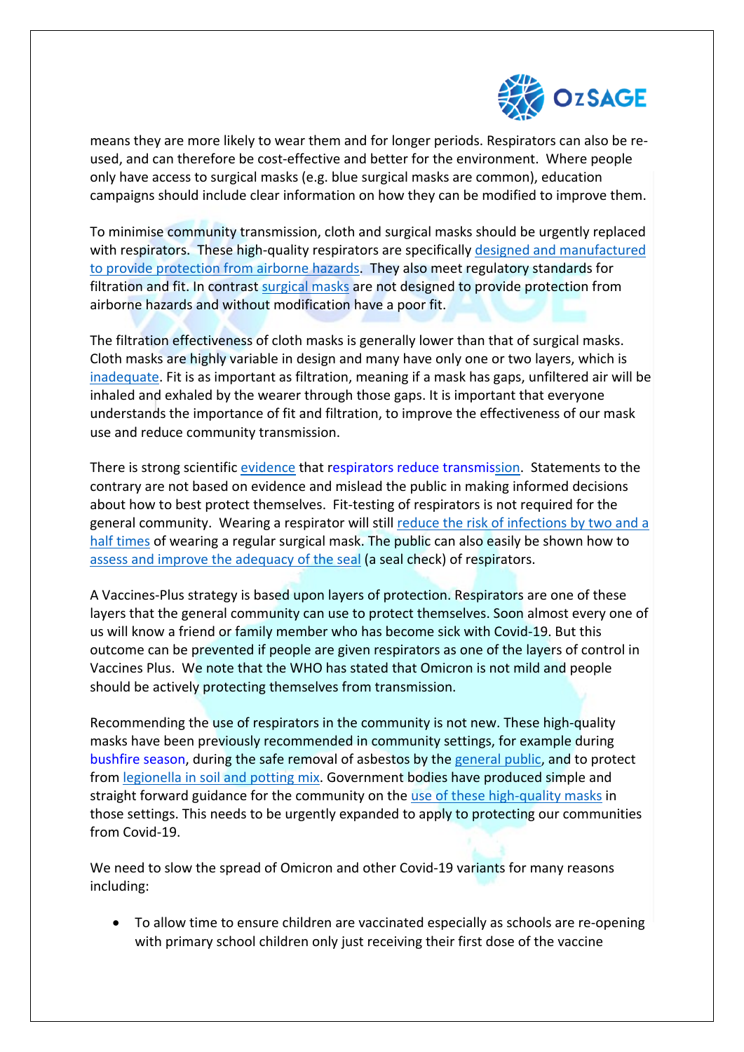means they are more likely to wear them and for longer periods. Respirators can also be re-used, and can therefore be cost-effective and better for the environment. Where people only have access to surgical masks (e.g. blue surgical masks are common), education campaigns should include clear information on how they can be modified to improve them.

To minimise community transmission, cloth and surgical masks should be urgently replaced with respirators. These high-quality respirators are specifically designed and manufactured to provide protection from airborne hazards. They also meet regulatory standards for filtration and fit. In contrast surgical masks are not designed to provide protection from airborne hazards and without modification have a poor fit.

The filtration effectiveness of cloth masks is generally lower than that of surgical masks. Cloth masks are highly variable in design and many have only one or two layers, which is inadequate. Fit is as important as filtration, meaning if a mask has gaps, unfiltered air will be inhaled and exhaled by the wearer through those gaps. It is important that everyone understands the importance of fit and filtration, to improve the effectiveness of our mask use and reduce community transmission.

There is strong scientific evidence that respirators reduce transmission. Statements to the contrary are not based on evidence and mislead the public in making informed decisions about how to best protect themselves. Fit-testing of respirators is not required for the general community. Wearing a respirator will still reduce the risk of infections by two and a half times of wearing a regular surgical mask. The public can also easily be shown how to assess and improve the adequacy of the seal (a seal check) of respirators.

A Vaccines-Plus strategy is based upon layers of protection. Respirators are one of these layers that the general community can use to protect themselves. Soon almost every one of us will know a friend or family member who has become sick with Covid-19. But this outcome can be prevented if people are given respirators as one of the layers of control in Vaccines Plus. We note that the WHO has stated that Omicron is not mild and people should be actively protecting themselves from transmission.

Recommending the use of respirators in the community is not new. These high-quality masks have been previously recommended in community settings, for example during bushfire season, during the safe removal of asbestos by the general public, and to protect from legionella in soil and potting mix. Government bodies have produced simple and straight forward guidance for the community on the use of these high-quality masks in those settings. This needs to be urgently expanded to apply to protecting our communities from Covid-19.

We need to slow the spread of Omicron and other Covid-19 variants for many reasons including:

- To allow time to ensure children are vaccinated especially as schools are re-opening with primary school children only just receiving their first dose of the vaccine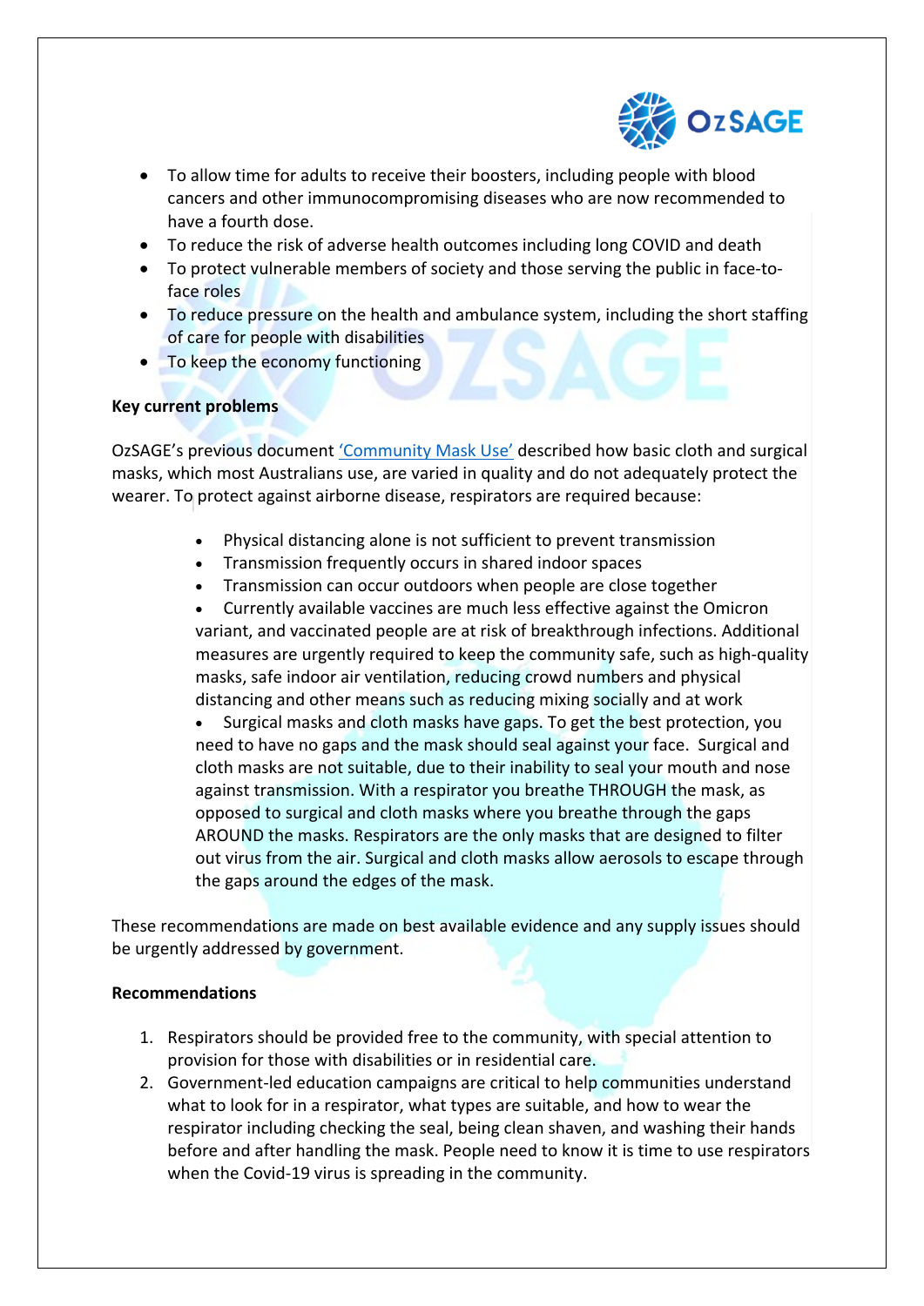- To allow time for adults to receive their boosters, including people with blood cancers and other immunocompromising diseases who are now recommended to have a fourth dose.
- To reduce the risk of adverse health outcomes including long COVID and death
- To protect vulnerable members of society and those serving the public in face-to-face roles
- To reduce pressure on the health and ambulance system, including the short staffing of care for people with disabilities
- To keep the economy functioning

**Key current problems**

OzSAGE's previous document 'Community Mask Use' described how basic cloth and surgical masks, which most Australians use, are varied in quality and do not adequately protect the wearer. To protect against airborne disease, respirators are required because:

- Physical distancing alone is not sufficient to prevent transmission
- Transmission frequently occurs in shared indoor spaces
- Transmission can occur outdoors when people are close together
- Currently available vaccines are much less effective against the Omicron variant, and vaccinated people are at risk of breakthrough infections. Additional measures are urgently required to keep the community safe, such as high-quality masks, safe indoor air ventilation, reducing crowd numbers and physical distancing and other means such as reducing mixing socially and at work
- Surgical masks and cloth masks have gaps. To get the best protection, you need to have no gaps and the mask should seal against your face. Surgical and cloth masks are not suitable, due to their inability to seal your mouth and nose against transmission. With a respirator you breathe THROUGH the mask, as opposed to surgical and cloth masks where you breathe through the gaps AROUND the masks. Respirators are the only masks that are designed to filter out virus from the air. Surgical and cloth masks allow aerosols to escape through the gaps around the edges of the mask.

These recommendations are made on best available evidence and any supply issues should be urgently addressed by government.

**Recommendations**

1. Respirators should be provided free to the community, with special attention to provision for those with disabilities or in residential care.
2. Government-led education campaigns are critical to help communities understand what to look for in a respirator, what types are suitable, and how to wear the respirator including checking the seal, being clean shaven, and washing their hands before and after handling the mask. People need to know it is time to use respirators when the Covid-19 virus is spreading in the community.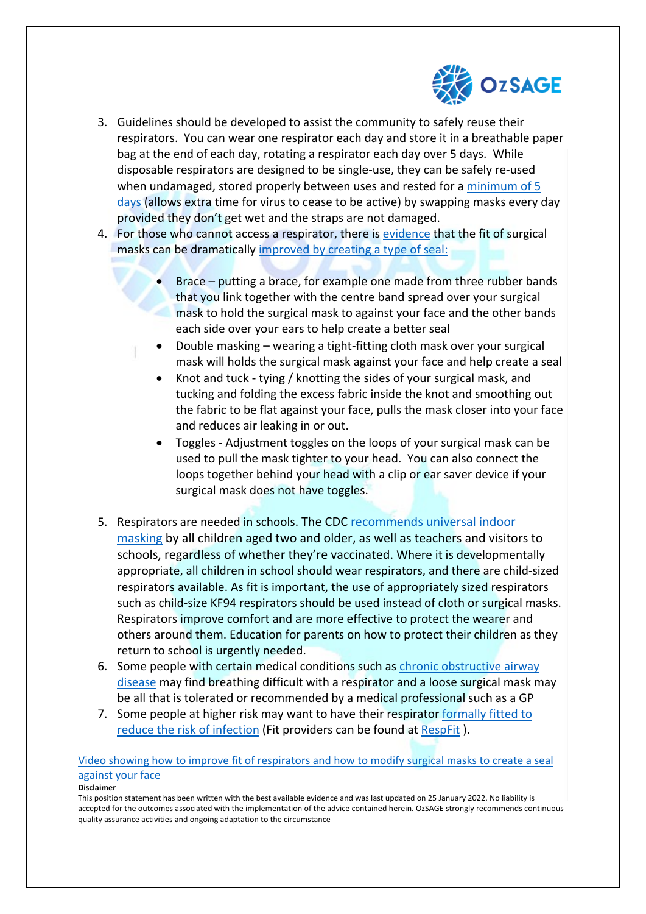3. Guidelines should be developed to assist the community to safely reuse their respirators. You can wear one respirator each day and store it in a breathable paper bag at the end of each day, rotating a respirator each day over 5 days. While disposable respirators are designed to be single-use, they can be safely re-used when undamaged, stored properly between uses and rested for a minimum of 5 days (allows extra time for virus to cease to be active) by swapping masks every day provided they don't get wet and the straps are not damaged.
4. For those who cannot access a respirator, there is evidence that the fit of surgical masks can be dramatically improved by creating a type of seal:

    - Brace – putting a brace, for example one made from three rubber bands that you link together with the centre band spread over your surgical mask to hold the surgical mask to against your face and the other bands each side over your ears to help create a better seal
    - Double masking – wearing a tight-fitting cloth mask over your surgical mask will holds the surgical mask against your face and help create a seal
    - Knot and tuck - tying / knotting the sides of your surgical mask, and tucking and folding the excess fabric inside the knot and smoothing out the fabric to be flat against your face, pulls the mask closer into your face and reduces air leaking in or out.
    - Toggles - Adjustment toggles on the loops of your surgical mask can be used to pull the mask tighter to your head. You can also connect the loops together behind your head with a clip or ear saver device if your surgical mask does not have toggles.

5. Respirators are needed in schools. The CDC recommends universal indoor masking by all children aged two and older, as well as teachers and visitors to schools, regardless of whether they're vaccinated. Where it is developmentally appropriate, all children in school should wear respirators, and there are child-sized respirators available. As fit is important, the use of appropriately sized respirators such as child-size KF94 respirators should be used instead of cloth or surgical masks. Respirators improve comfort and are more effective to protect the wearer and others around them. Education for parents on how to protect their children as they return to school is urgently needed.
6. Some people with certain medical conditions such as chronic obstructive airway disease may find breathing difficult with a respirator and a loose surgical mask may be all that is tolerated or recommended by a medical professional such as a GP
7. Some people at higher risk may want to have their respirator formally fitted to reduce the risk of infection (Fit providers can be found at RespFit ).

Video showing how to improve fit of respirators and how to modify surgical masks to create a seal against your face

**Disclaimer**

This position statement has been written with the best available evidence and was last updated on 25 January 2022. No liability is accepted for the outcomes associated with the implementation of the advice contained herein. OzSAGE strongly recommends continuous quality assurance activities and ongoing adaptation to the circumstance